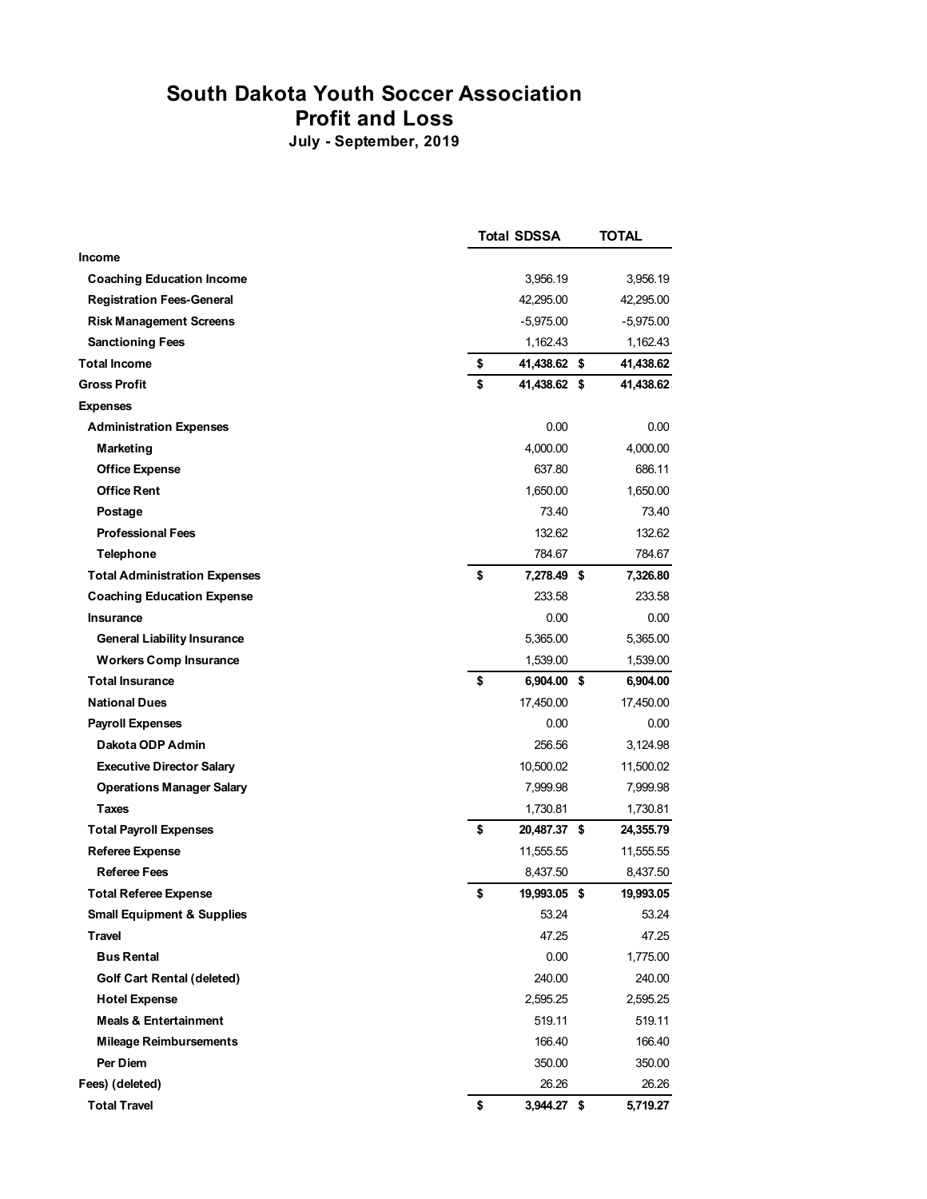# South Dakota Youth Soccer Association
## Profit and Loss
### July - September, 2019

| | Total SDSSA | TOTAL |
|---|---|---|
| **Income** | | |
| **Coaching Education Income** | 3,956.19 | 3,956.19 |
| **Registration Fees-General** | 42,295.00 | 42,295.00 |
| **Risk Management Screens** | -5,975.00 | -5,975.00 |
| **Sanctioning Fees** | 1,162.43 | 1,162.43 |
| **Total Income** | **$ 41,438.62** | **$ 41,438.62** |
| **Gross Profit** | **$ 41,438.62** | **$ 41,438.62** |
| **Expenses** | | |
| **Administration Expenses** | 0.00 | 0.00 |
| **Marketing** | 4,000.00 | 4,000.00 |
| **Office Expense** | 637.80 | 686.11 |
| **Office Rent** | 1,650.00 | 1,650.00 |
| **Postage** | 73.40 | 73.40 |
| **Professional Fees** | 132.62 | 132.62 |
| **Telephone** | 784.67 | 784.67 |
| **Total Administration Expenses** | **$ 7,278.49** | **$ 7,326.80** |
| **Coaching Education Expense** | 233.58 | 233.58 |
| **Insurance** | 0.00 | 0.00 |
| **General Liability Insurance** | 5,365.00 | 5,365.00 |
| **Workers Comp Insurance** | 1,539.00 | 1,539.00 |
| **Total Insurance** | **$ 6,904.00** | **$ 6,904.00** |
| **National Dues** | 17,450.00 | 17,450.00 |
| **Payroll Expenses** | 0.00 | 0.00 |
| **Dakota ODP Admin** | 256.56 | 3,124.98 |
| **Executive Director Salary** | 10,500.02 | 11,500.02 |
| **Operations Manager Salary** | 7,999.98 | 7,999.98 |
| **Taxes** | 1,730.81 | 1,730.81 |
| **Total Payroll Expenses** | **$ 20,487.37** | **$ 24,355.79** |
| **Referee Expense** | 11,555.55 | 11,555.55 |
| **Referee Fees** | 8,437.50 | 8,437.50 |
| **Total Referee Expense** | **$ 19,993.05** | **$ 19,993.05** |
| **Small Equipment & Supplies** | 53.24 | 53.24 |
| **Travel** | 47.25 | 47.25 |
| **Bus Rental** | 0.00 | 1,775.00 |
| **Golf Cart Rental (deleted)** | 240.00 | 240.00 |
| **Hotel Expense** | 2,595.25 | 2,595.25 |
| **Meals & Entertainment** | 519.11 | 519.11 |
| **Mileage Reimbursements** | 166.40 | 166.40 |
| **Per Diem** | 350.00 | 350.00 |
| **Fees) (deleted)** | 26.26 | 26.26 |
| **Total Travel** | **$ 3,944.27** | **$ 5,719.27** |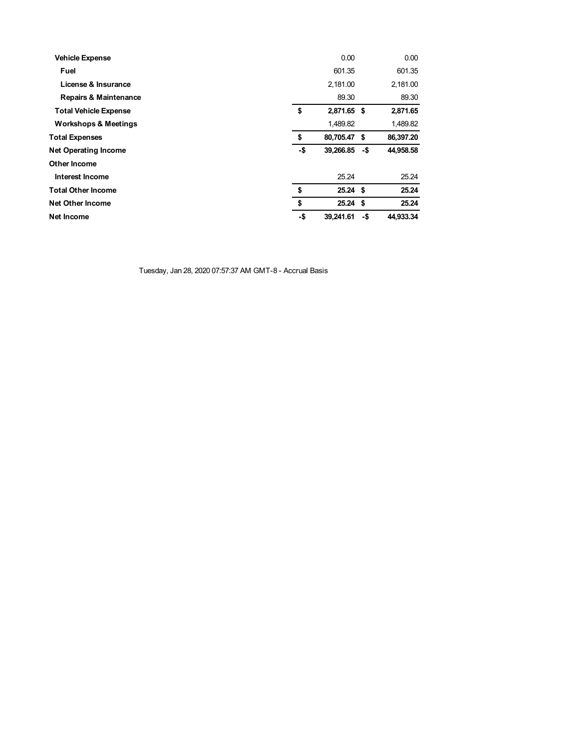| | | |
|---|---|---|
| Vehicle Expense | 0.00 | 0.00 |
| Fuel | 601.35 | 601.35 |
| License & Insurance | 2,181.00 | 2,181.00 |
| Repairs & Maintenance | 89.30 | 89.30 |
| **Total Vehicle Expense** | **$ 2,871.65** | **$ 2,871.65** |
| Workshops & Meetings | 1,489.82 | 1,489.82 |
| **Total Expenses** | **$ 80,705.47** | **$ 86,397.20** |
| **Net Operating Income** | **-$ 39,266.85** | **-$ 44,958.58** |
| **Other Income** | | |
| Interest Income | 25.24 | 25.24 |
| **Total Other Income** | **$ 25.24** | **$ 25.24** |
| **Net Other Income** | **$ 25.24** | **$ 25.24** |
| **Net Income** | **-$ 39,241.61** | **-$ 44,933.34** |

Tuesday, Jan 28, 2020 07:57:37 AM GMT-8 - Accrual Basis